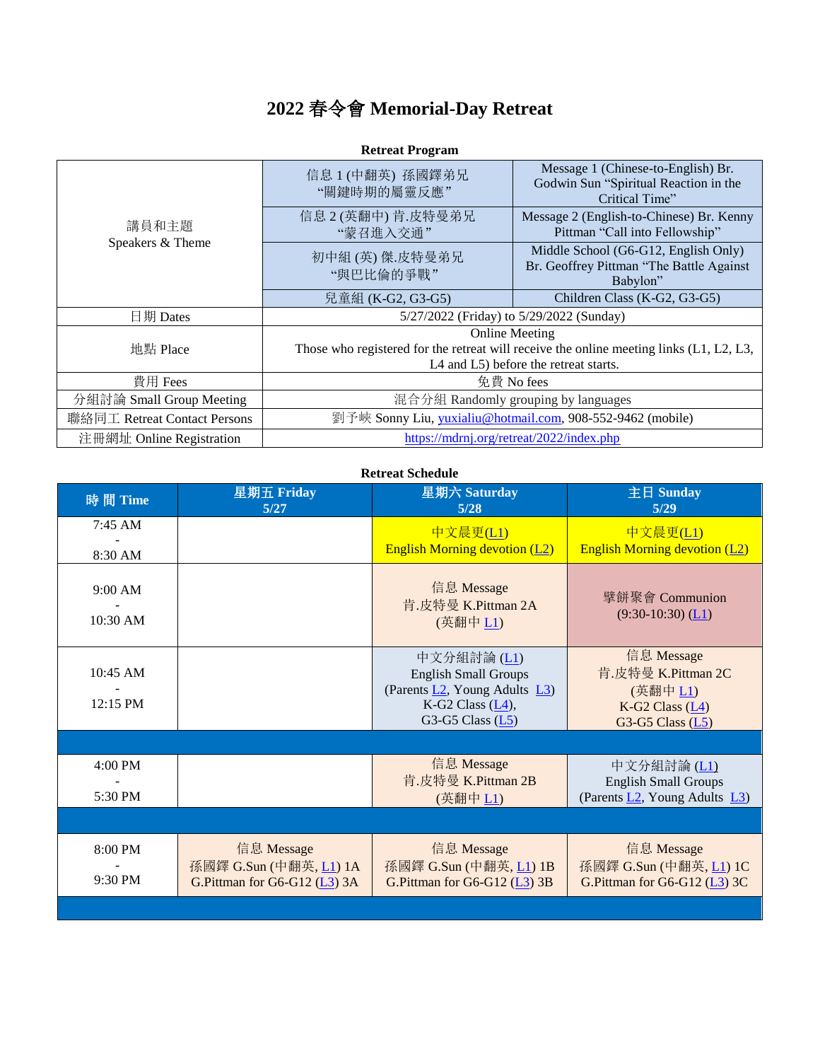# 2022 春令會 Memorial-Day Retreat

**Retreat Program**

| | | |
|---|---|---|
| 講員和主題 Speakers & Theme | 信息 1 (中翻英) 孫國鐸弟兄 "關鍵時期的屬靈反應" | Message 1 (Chinese-to-English) Br. Godwin Sun "Spiritual Reaction in the Critical Time" |
| | 信息 2 (英翻中) 肯.皮特曼弟兄 "蒙召進入交通" | Message 2 (English-to-Chinese) Br. Kenny Pittman "Call into Fellowship" |
| | 初中組 (英) 傑.皮特曼弟兄 "與巴比倫的爭戰" | Middle School (G6-G12, English Only) Br. Geoffrey Pittman "The Battle Against Babylon" |
| | 兒童組 (K-G2, G3-G5) | Children Class (K-G2, G3-G5) |
| 日期 Dates | 5/27/2022 (Friday) to 5/29/2022 (Sunday) | |
| 地點 Place | Online Meeting<br>Those who registered for the retreat will receive the online meeting links (L1, L2, L3, L4 and L5) before the retreat starts. | |
| 費用 Fees | 免費 No fees | |
| 分組討論 Small Group Meeting | 混合分組 Randomly grouping by languages | |
| 聯絡同工 Retreat Contact Persons | 劉予峽 Sonny Liu, yuxialiu@hotmail.com, 908-552-9462 (mobile) | |
| 注冊網址 Online Registration | https://mdrnj.org/retreat/2022/index.php | |

**Retreat Schedule**

| 時 間 Time | 星期五 Friday 5/27 | 星期六 Saturday 5/28 | 主日 Sunday 5/29 |
|---|---|---|---|
| 7:45 AM - 8:30 AM | | 中文晨更(L1)<br>English Morning devotion (L2) | 中文晨更(L1)<br>English Morning devotion (L2) |
| 9:00 AM - 10:30 AM | | 信息 Message<br>肯.皮特曼 K.Pittman 2A<br>(英翻中 L1) | 擘餅聚會 Communion<br>(9:30-10:30) (L1) |
| 10:45 AM - 12:15 PM | | 中文分組討論 (L1)<br>English Small Groups<br>(Parents L2, Young Adults L3)<br>K-G2 Class (L4),<br>G3-G5 Class (L5) | 信息 Message<br>肯.皮特曼 K.Pittman 2C<br>(英翻中 L1)<br>K-G2 Class (L4)<br>G3-G5 Class (L5) |
| | | | |
| 4:00 PM - 5:30 PM | | 信息 Message<br>肯.皮特曼 K.Pittman 2B<br>(英翻中 L1) | 中文分組討論 (L1)<br>English Small Groups<br>(Parents L2, Young Adults L3) |
| | | | |
| 8:00 PM - 9:30 PM | 信息 Message<br>孫國鐸 G.Sun (中翻英, L1) 1A<br>G.Pittman for G6-G12 (L3) 3A | 信息 Message<br>孫國鐸 G.Sun (中翻英, L1) 1B<br>G.Pittman for G6-G12 (L3) 3B | 信息 Message<br>孫國鐸 G.Sun (中翻英, L1) 1C<br>G.Pittman for G6-G12 (L3) 3C |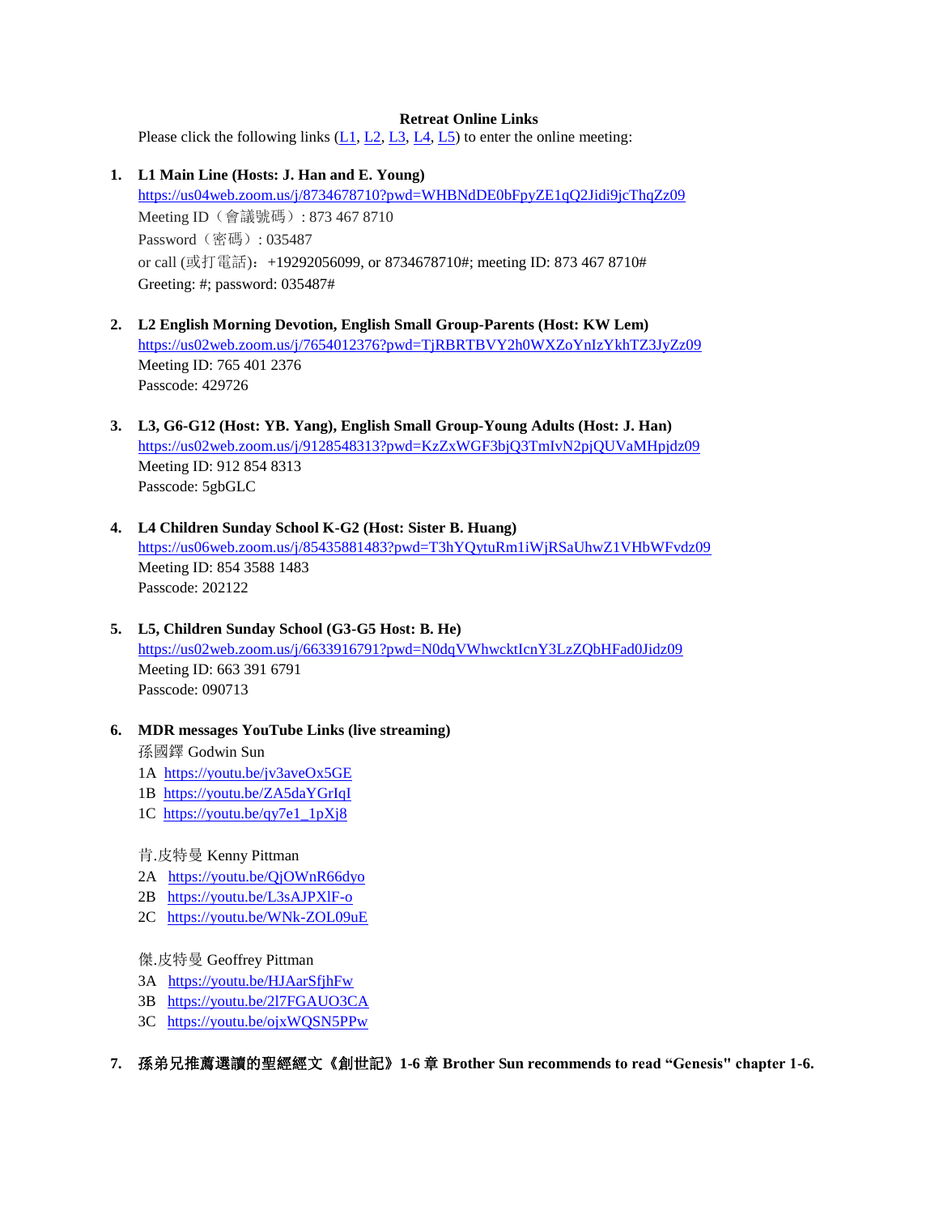**Retreat Online Links**

Please click the following links (L1, L2, L3, L4, L5) to enter the online meeting:

1. **L1 Main Line (Hosts: J. Han and E. Young)**
   https://us04web.zoom.us/j/8734678710?pwd=WHBNdDE0bFpyZE1qQ2Jidi9jcThqZz09
   Meeting ID（會議號碼）: 873 467 8710
   Password（密碼）: 035487
   or call (或打電話)：+19292056099, or 8734678710#; meeting ID: 873 467 8710#
   Greeting: #; password: 035487#

2. **L2 English Morning Devotion, English Small Group-Parents (Host: KW Lem)**
   https://us02web.zoom.us/j/7654012376?pwd=TjRBRTBVY2h0WXZoYnIzYkhTZ3JyZz09
   Meeting ID: 765 401 2376
   Passcode: 429726

3. **L3, G6-G12 (Host: YB. Yang), English Small Group-Young Adults (Host: J. Han)**
   https://us02web.zoom.us/j/9128548313?pwd=KzZxWGF3bjQ3TmIvN2pjQUVaMHpjdz09
   Meeting ID: 912 854 8313
   Passcode: 5gbGLC

4. **L4 Children Sunday School K-G2 (Host: Sister B. Huang)**
   https://us06web.zoom.us/j/85435881483?pwd=T3hYQytuRm1iWjRSaUhwZ1VHbWFvdz09
   Meeting ID: 854 3588 1483
   Passcode: 202122

5. **L5, Children Sunday School (G3-G5 Host: B. He)**
   https://us02web.zoom.us/j/6633916791?pwd=N0dqVWhwcktIcnY3LzZQbHFad0Jidz09
   Meeting ID: 663 391 6791
   Passcode: 090713

6. **MDR messages YouTube Links (live streaming)**
   孫國鐸 Godwin Sun
   1A https://youtu.be/jv3aveOx5GE
   1B https://youtu.be/ZA5daYGrIqI
   1C https://youtu.be/qy7e1_1pXj8

   肯.皮特曼 Kenny Pittman
   2A https://youtu.be/QjOWnR66dyo
   2B https://youtu.be/L3sAJPXlF-o
   2C https://youtu.be/WNk-ZOL09uE

   傑.皮特曼 Geoffrey Pittman
   3A https://youtu.be/HJAarSfjhFw
   3B https://youtu.be/2l7FGAUO3CA
   3C https://youtu.be/ojxWQSN5PPw

7. **孫弟兄推薦選讀的聖經經文《創世記》1-6 章 Brother Sun recommends to read "Genesis" chapter 1-6.**